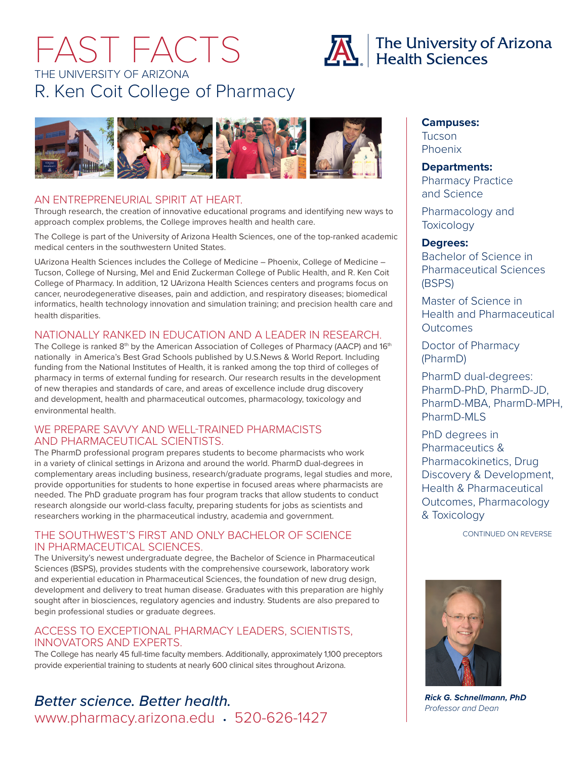# FAST FACTS

THE UNIVERSITY OF ARIZONA

## R. Ken Coit College of Pharmacy

The University of Arizona Health Sciences

### AN ENTREPRENEURIAL SPIRIT AT HEART.

Through research, the creation of innovative educational programs and identifying new ways to approach complex problems, the College improves health and health care.

The College is part of the University of Arizona Health Sciences, one of the top-ranked academic medical centers in the southwestern United States.

UArizona Health Sciences includes the College of Medicine – Phoenix, College of Medicine – Tucson, College of Nursing, Mel and Enid Zuckerman College of Public Health, and R. Ken Coit College of Pharmacy. In addition, 12 UArizona Health Sciences centers and programs focus on cancer, neurodegenerative diseases, pain and addiction, and respiratory diseases; biomedical informatics, health technology innovation and simulation training; and precision health care and health disparities.

### NATIONALLY RANKED IN EDUCATION AND A LEADER IN RESEARCH.

The College is ranked 8th by the American Association of Colleges of Pharmacy (AACP) and 16th nationally in America's Best Grad Schools published by U.S.News & World Report. Including funding from the National Institutes of Health, it is ranked among the top third of colleges of pharmacy in terms of external funding for research. Our research results in the development of new therapies and standards of care, and areas of excellence include drug discovery and development, health and pharmaceutical outcomes, pharmacology, toxicology and environmental health.

### WE PREPARE SAVVY AND WELL-TRAINED PHARMACISTS AND PHARMACEUTICAL SCIENTISTS.

The PharmD professional program prepares students to become pharmacists who work in a variety of clinical settings in Arizona and around the world. PharmD dual-degrees in complementary areas including business, research/graduate programs, legal studies and more, provide opportunities for students to hone expertise in focused areas where pharmacists are needed. The PhD graduate program has four program tracks that allow students to conduct research alongside our world-class faculty, preparing students for jobs as scientists and researchers working in the pharmaceutical industry, academia and government.

### THE SOUTHWEST'S FIRST AND ONLY BACHELOR OF SCIENCE IN PHARMACEUTICAL SCIENCES.

The University's newest undergraduate degree, the Bachelor of Science in Pharmaceutical Sciences (BSPS), provides students with the comprehensive coursework, laboratory work and experiential education in Pharmaceutical Sciences, the foundation of new drug design, development and delivery to treat human disease. Graduates with this preparation are highly sought after in biosciences, regulatory agencies and industry. Students are also prepared to begin professional studies or graduate degrees.

### ACCESS TO EXCEPTIONAL PHARMACY LEADERS, SCIENTISTS, INNOVATORS AND EXPERTS.

The College has nearly 45 full-time faculty members. Additionally, approximately 1,100 preceptors provide experiential training to students at nearly 600 clinical sites throughout Arizona.

*Better science. Better health.*

www.pharmacy.arizona.edu • 520-626-1427

**Campuses:**
Tucson
Phoenix

**Departments:**
Pharmacy Practice and Science

Pharmacology and Toxicology

**Degrees:**
Bachelor of Science in Pharmaceutical Sciences (BSPS)

Master of Science in Health and Pharmaceutical Outcomes

Doctor of Pharmacy (PharmD)

PharmD dual-degrees: PharmD-PhD, PharmD-JD, PharmD-MBA, PharmD-MPH, PharmD-MLS

PhD degrees in Pharmaceutics & Pharmacokinetics, Drug Discovery & Development, Health & Pharmaceutical Outcomes, Pharmacology & Toxicology

CONTINUED ON REVERSE

***Rick G. Schnellmann, PhD***
*Professor and Dean*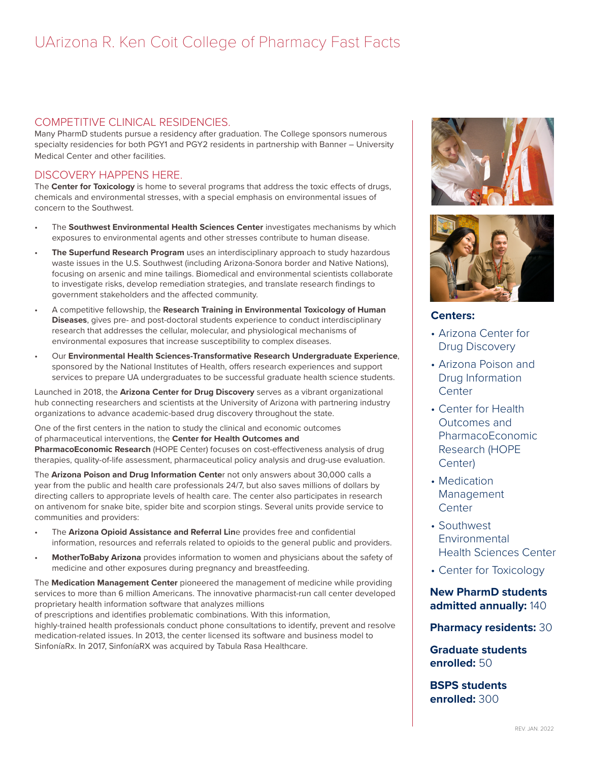# UArizona R. Ken Coit College of Pharmacy Fast Facts

## COMPETITIVE CLINICAL RESIDENCIES.

Many PharmD students pursue a residency after graduation. The College sponsors numerous specialty residencies for both PGY1 and PGY2 residents in partnership with Banner – University Medical Center and other facilities.

## DISCOVERY HAPPENS HERE.

The **Center for Toxicology** is home to several programs that address the toxic effects of drugs, chemicals and environmental stresses, with a special emphasis on environmental issues of concern to the Southwest.

- The **Southwest Environmental Health Sciences Center** investigates mechanisms by which exposures to environmental agents and other stresses contribute to human disease.
- **The Superfund Research Program** uses an interdisciplinary approach to study hazardous waste issues in the U.S. Southwest (including Arizona-Sonora border and Native Nations), focusing on arsenic and mine tailings. Biomedical and environmental scientists collaborate to investigate risks, develop remediation strategies, and translate research findings to government stakeholders and the affected community.
- A competitive fellowship, the **Research Training in Environmental Toxicology of Human Diseases**, gives pre- and post-doctoral students experience to conduct interdisciplinary research that addresses the cellular, molecular, and physiological mechanisms of environmental exposures that increase susceptibility to complex diseases.
- Our **Environmental Health Sciences-Transformative Research Undergraduate Experience**, sponsored by the National Institutes of Health, offers research experiences and support services to prepare UA undergraduates to be successful graduate health science students.

Launched in 2018, the **Arizona Center for Drug Discovery** serves as a vibrant organizational hub connecting researchers and scientists at the University of Arizona with partnering industry organizations to advance academic-based drug discovery throughout the state.

One of the first centers in the nation to study the clinical and economic outcomes of pharmaceutical interventions, the **Center for Health Outcomes and PharmacoEconomic Research** (HOPE Center) focuses on cost-effectiveness analysis of drug therapies, quality-of-life assessment, pharmaceutical policy analysis and drug-use evaluation.

The **Arizona Poison and Drug Information Cente**r not only answers about 30,000 calls a year from the public and health care professionals 24/7, but also saves millions of dollars by directing callers to appropriate levels of health care. The center also participates in research on antivenom for snake bite, spider bite and scorpion stings. Several units provide service to communities and providers:

- The **Arizona Opioid Assistance and Referral Lin**e provides free and confidential information, resources and referrals related to opioids to the general public and providers.
- **MotherToBaby Arizona** provides information to women and physicians about the safety of medicine and other exposures during pregnancy and breastfeeding.

The **Medication Management Center** pioneered the management of medicine while providing services to more than 6 million Americans. The innovative pharmacist-run call center developed proprietary health information software that analyzes millions of prescriptions and identifies problematic combinations. With this information, highly-trained health professionals conduct phone consultations to identify, prevent and resolve medication-related issues. In 2013, the center licensed its software and business model to SinfoníaRx. In 2017, SinfoníaRX was acquired by Tabula Rasa Healthcare.

**Centers:**

- Arizona Center for Drug Discovery
- Arizona Poison and Drug Information Center
- Center for Health Outcomes and PharmacoEconomic Research (HOPE Center)
- Medication Management Center
- Southwest Environmental Health Sciences Center
- Center for Toxicology

**New PharmD students admitted annually:** 140

**Pharmacy residents:** 30

**Graduate students enrolled:** 50

**BSPS students enrolled:** 300

REV. JAN. 2022